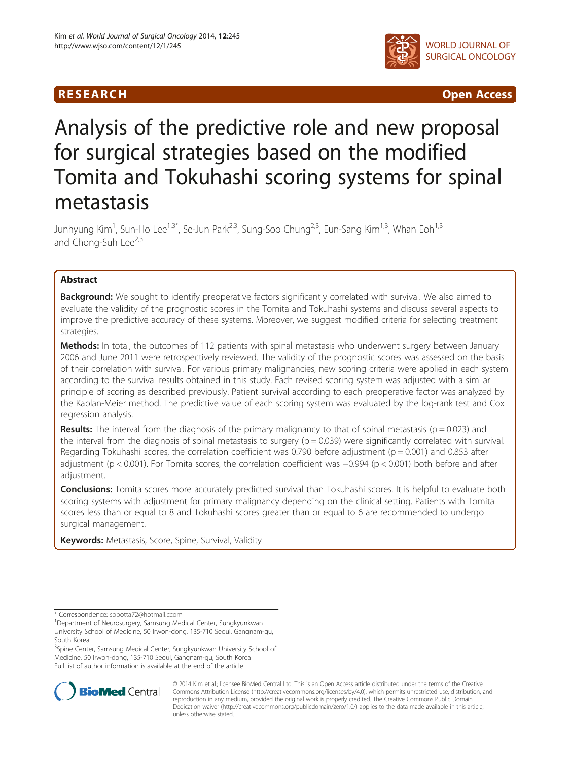RESEARCH Open Access

# Analysis of the predictive role and new proposal for surgical strategies based on the modified Tomita and Tokuhashi scoring systems for spinal metastasis

Junhyung Kim[1], Sun-Ho Lee[1,3*], Se-Jun Park[2,3], Sung-Soo Chung[2,3], Eun-Sang Kim[1,3], Whan Eoh[1,3] and Chong-Suh Lee[2,3]

## Abstract

**Background:** We sought to identify preoperative factors significantly correlated with survival. We also aimed to evaluate the validity of the prognostic scores in the Tomita and Tokuhashi systems and discuss several aspects to improve the predictive accuracy of these systems. Moreover, we suggest modified criteria for selecting treatment strategies.

**Methods:** In total, the outcomes of 112 patients with spinal metastasis who underwent surgery between January 2006 and June 2011 were retrospectively reviewed. The validity of the prognostic scores was assessed on the basis of their correlation with survival. For various primary malignancies, new scoring criteria were applied in each system according to the survival results obtained in this study. Each revised scoring system was adjusted with a similar principle of scoring as described previously. Patient survival according to each preoperative factor was analyzed by the Kaplan-Meier method. The predictive value of each scoring system was evaluated by the log-rank test and Cox regression analysis.

**Results:** The interval from the diagnosis of the primary malignancy to that of spinal metastasis ($p = 0.023$) and the interval from the diagnosis of spinal metastasis to surgery ($p = 0.039$) were significantly correlated with survival. Regarding Tokuhashi scores, the correlation coefficient was 0.790 before adjustment ($p = 0.001$) and 0.853 after adjustment ($p < 0.001$). For Tomita scores, the correlation coefficient was −0.994 ($p < 0.001$) both before and after adjustment.

**Conclusions:** Tomita scores more accurately predicted survival than Tokuhashi scores. It is helpful to evaluate both scoring systems with adjustment for primary malignancy depending on the clinical setting. Patients with Tomita scores less than or equal to 8 and Tokuhashi scores greater than or equal to 6 are recommended to undergo surgical management.

**Keywords:** Metastasis, Score, Spine, Survival, Validity

---

\* Correspondence: sobotta72@hotmail.com

[1]Department of Neurosurgery, Samsung Medical Center, Sungkyunkwan University School of Medicine, 50 Irwon-dong, 135-710 Seoul, Gangnam-gu, South Korea

[3]Spine Center, Samsung Medical Center, Sungkyunkwan University School of Medicine, 50 Irwon-dong, 135-710 Seoul, Gangnam-gu, South Korea

Full list of author information is available at the end of the article

© 2014 Kim et al.; licensee BioMed Central Ltd. This is an Open Access article distributed under the terms of the Creative Commons Attribution License (http://creativecommons.org/licenses/by/4.0), which permits unrestricted use, distribution, and reproduction in any medium, provided the original work is properly credited. The Creative Commons Public Domain Dedication waiver (http://creativecommons.org/publicdomain/zero/1.0/) applies to the data made available in this article, unless otherwise stated.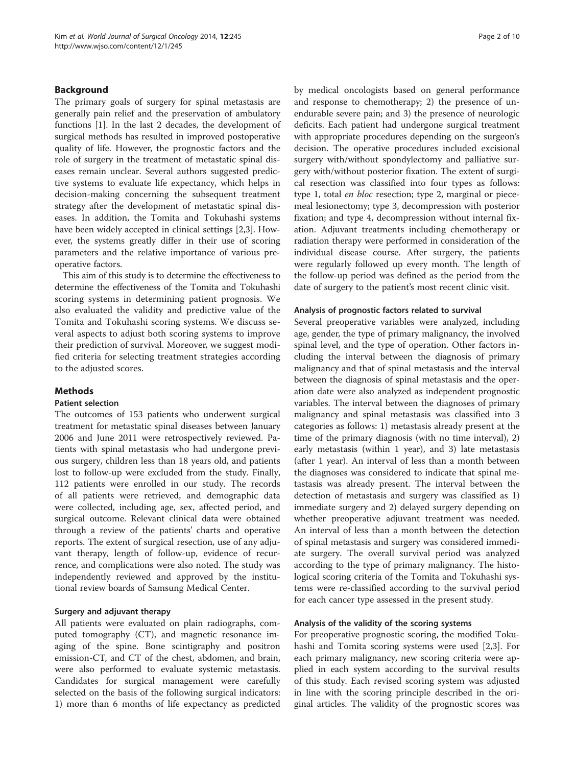## Background

The primary goals of surgery for spinal metastasis are generally pain relief and the preservation of ambulatory functions [1]. In the last 2 decades, the development of surgical methods has resulted in improved postoperative quality of life. However, the prognostic factors and the role of surgery in the treatment of metastatic spinal diseases remain unclear. Several authors suggested predictive systems to evaluate life expectancy, which helps in decision-making concerning the subsequent treatment strategy after the development of metastatic spinal diseases. In addition, the Tomita and Tokuhashi systems have been widely accepted in clinical settings [2,3]. However, the systems greatly differ in their use of scoring parameters and the relative importance of various preoperative factors.

This aim of this study is to determine the effectiveness to determine the effectiveness of the Tomita and Tokuhashi scoring systems in determining patient prognosis. We also evaluated the validity and predictive value of the Tomita and Tokuhashi scoring systems. We discuss several aspects to adjust both scoring systems to improve their prediction of survival. Moreover, we suggest modified criteria for selecting treatment strategies according to the adjusted scores.

## Methods

### Patient selection

The outcomes of 153 patients who underwent surgical treatment for metastatic spinal diseases between January 2006 and June 2011 were retrospectively reviewed. Patients with spinal metastasis who had undergone previous surgery, children less than 18 years old, and patients lost to follow-up were excluded from the study. Finally, 112 patients were enrolled in our study. The records of all patients were retrieved, and demographic data were collected, including age, sex, affected period, and surgical outcome. Relevant clinical data were obtained through a review of the patients' charts and operative reports. The extent of surgical resection, use of any adjuvant therapy, length of follow-up, evidence of recurrence, and complications were also noted. The study was independently reviewed and approved by the institutional review boards of Samsung Medical Center.

### Surgery and adjuvant therapy

All patients were evaluated on plain radiographs, computed tomography (CT), and magnetic resonance imaging of the spine. Bone scintigraphy and positron emission-CT, and CT of the chest, abdomen, and brain, were also performed to evaluate systemic metastasis. Candidates for surgical management were carefully selected on the basis of the following surgical indicators: 1) more than 6 months of life expectancy as predicted by medical oncologists based on general performance and response to chemotherapy; 2) the presence of unendurable severe pain; and 3) the presence of neurologic deficits. Each patient had undergone surgical treatment with appropriate procedures depending on the surgeon's decision. The operative procedures included excisional surgery with/without spondylectomy and palliative surgery with/without posterior fixation. The extent of surgical resection was classified into four types as follows: type 1, total *en bloc* resection; type 2, marginal or piecemeal lesionectomy; type 3, decompression with posterior fixation; and type 4, decompression without internal fixation. Adjuvant treatments including chemotherapy or radiation therapy were performed in consideration of the individual disease course. After surgery, the patients were regularly followed up every month. The length of the follow-up period was defined as the period from the date of surgery to the patient's most recent clinic visit.

### Analysis of prognostic factors related to survival

Several preoperative variables were analyzed, including age, gender, the type of primary malignancy, the involved spinal level, and the type of operation. Other factors including the interval between the diagnosis of primary malignancy and that of spinal metastasis and the interval between the diagnosis of spinal metastasis and the operation date were also analyzed as independent prognostic variables. The interval between the diagnoses of primary malignancy and spinal metastasis was classified into 3 categories as follows: 1) metastasis already present at the time of the primary diagnosis (with no time interval), 2) early metastasis (within 1 year), and 3) late metastasis (after 1 year). An interval of less than a month between the diagnoses was considered to indicate that spinal metastasis was already present. The interval between the detection of metastasis and surgery was classified as 1) immediate surgery and 2) delayed surgery depending on whether preoperative adjuvant treatment was needed. An interval of less than a month between the detection of spinal metastasis and surgery was considered immediate surgery. The overall survival period was analyzed according to the type of primary malignancy. The histological scoring criteria of the Tomita and Tokuhashi systems were re-classified according to the survival period for each cancer type assessed in the present study.

### Analysis of the validity of the scoring systems

For preoperative prognostic scoring, the modified Tokuhashi and Tomita scoring systems were used [2,3]. For each primary malignancy, new scoring criteria were applied in each system according to the survival results of this study. Each revised scoring system was adjusted in line with the scoring principle described in the original articles. The validity of the prognostic scores was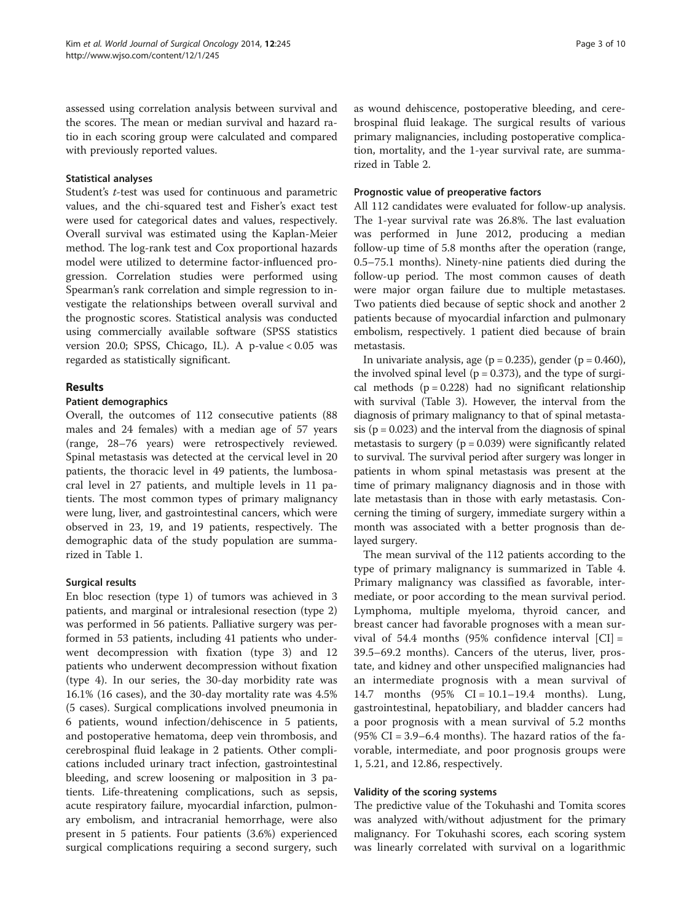assessed using correlation analysis between survival and the scores. The mean or median survival and hazard ratio in each scoring group were calculated and compared with previously reported values.

### Statistical analyses

Student's *t*-test was used for continuous and parametric values, and the chi-squared test and Fisher's exact test were used for categorical dates and values, respectively. Overall survival was estimated using the Kaplan-Meier method. The log-rank test and Cox proportional hazards model were utilized to determine factor-influenced progression. Correlation studies were performed using Spearman's rank correlation and simple regression to investigate the relationships between overall survival and the prognostic scores. Statistical analysis was conducted using commercially available software (SPSS statistics version 20.0; SPSS, Chicago, IL). A p-value < 0.05 was regarded as statistically significant.

## Results

### Patient demographics

Overall, the outcomes of 112 consecutive patients (88 males and 24 females) with a median age of 57 years (range, 28–76 years) were retrospectively reviewed. Spinal metastasis was detected at the cervical level in 20 patients, the thoracic level in 49 patients, the lumbosacral level in 27 patients, and multiple levels in 11 patients. The most common types of primary malignancy were lung, liver, and gastrointestinal cancers, which were observed in 23, 19, and 19 patients, respectively. The demographic data of the study population are summarized in Table 1.

### Surgical results

En bloc resection (type 1) of tumors was achieved in 3 patients, and marginal or intralesional resection (type 2) was performed in 56 patients. Palliative surgery was performed in 53 patients, including 41 patients who underwent decompression with fixation (type 3) and 12 patients who underwent decompression without fixation (type 4). In our series, the 30-day morbidity rate was 16.1% (16 cases), and the 30-day mortality rate was 4.5% (5 cases). Surgical complications involved pneumonia in 6 patients, wound infection/dehiscence in 5 patients, and postoperative hematoma, deep vein thrombosis, and cerebrospinal fluid leakage in 2 patients. Other complications included urinary tract infection, gastrointestinal bleeding, and screw loosening or malposition in 3 patients. Life-threatening complications, such as sepsis, acute respiratory failure, myocardial infarction, pulmonary embolism, and intracranial hemorrhage, were also present in 5 patients. Four patients (3.6%) experienced surgical complications requiring a second surgery, such as wound dehiscence, postoperative bleeding, and cerebrospinal fluid leakage. The surgical results of various primary malignancies, including postoperative complication, mortality, and the 1-year survival rate, are summarized in Table 2.

### Prognostic value of preoperative factors

All 112 candidates were evaluated for follow-up analysis. The 1-year survival rate was 26.8%. The last evaluation was performed in June 2012, producing a median follow-up time of 5.8 months after the operation (range, 0.5–75.1 months). Ninety-nine patients died during the follow-up period. The most common causes of death were major organ failure due to multiple metastases. Two patients died because of septic shock and another 2 patients because of myocardial infarction and pulmonary embolism, respectively. 1 patient died because of brain metastasis.

In univariate analysis, age ($p = 0.235$), gender ($p = 0.460$), the involved spinal level ($p = 0.373$), and the type of surgical methods ($p = 0.228$) had no significant relationship with survival (Table 3). However, the interval from the diagnosis of primary malignancy to that of spinal metastasis ($p = 0.023$) and the interval from the diagnosis of spinal metastasis to surgery ($p = 0.039$) were significantly related to survival. The survival period after surgery was longer in patients in whom spinal metastasis was present at the time of primary malignancy diagnosis and in those with late metastasis than in those with early metastasis. Concerning the timing of surgery, immediate surgery within a month was associated with a better prognosis than delayed surgery.

The mean survival of the 112 patients according to the type of primary malignancy is summarized in Table 4. Primary malignancy was classified as favorable, intermediate, or poor according to the mean survival period. Lymphoma, multiple myeloma, thyroid cancer, and breast cancer had favorable prognoses with a mean survival of 54.4 months (95% confidence interval [CI] = 39.5–69.2 months). Cancers of the uterus, liver, prostate, and kidney and other unspecified malignancies had an intermediate prognosis with a mean survival of 14.7 months (95% CI = 10.1–19.4 months). Lung, gastrointestinal, hepatobiliary, and bladder cancers had a poor prognosis with a mean survival of 5.2 months (95% CI = 3.9–6.4 months). The hazard ratios of the favorable, intermediate, and poor prognosis groups were 1, 5.21, and 12.86, respectively.

### Validity of the scoring systems

The predictive value of the Tokuhashi and Tomita scores was analyzed with/without adjustment for the primary malignancy. For Tokuhashi scores, each scoring system was linearly correlated with survival on a logarithmic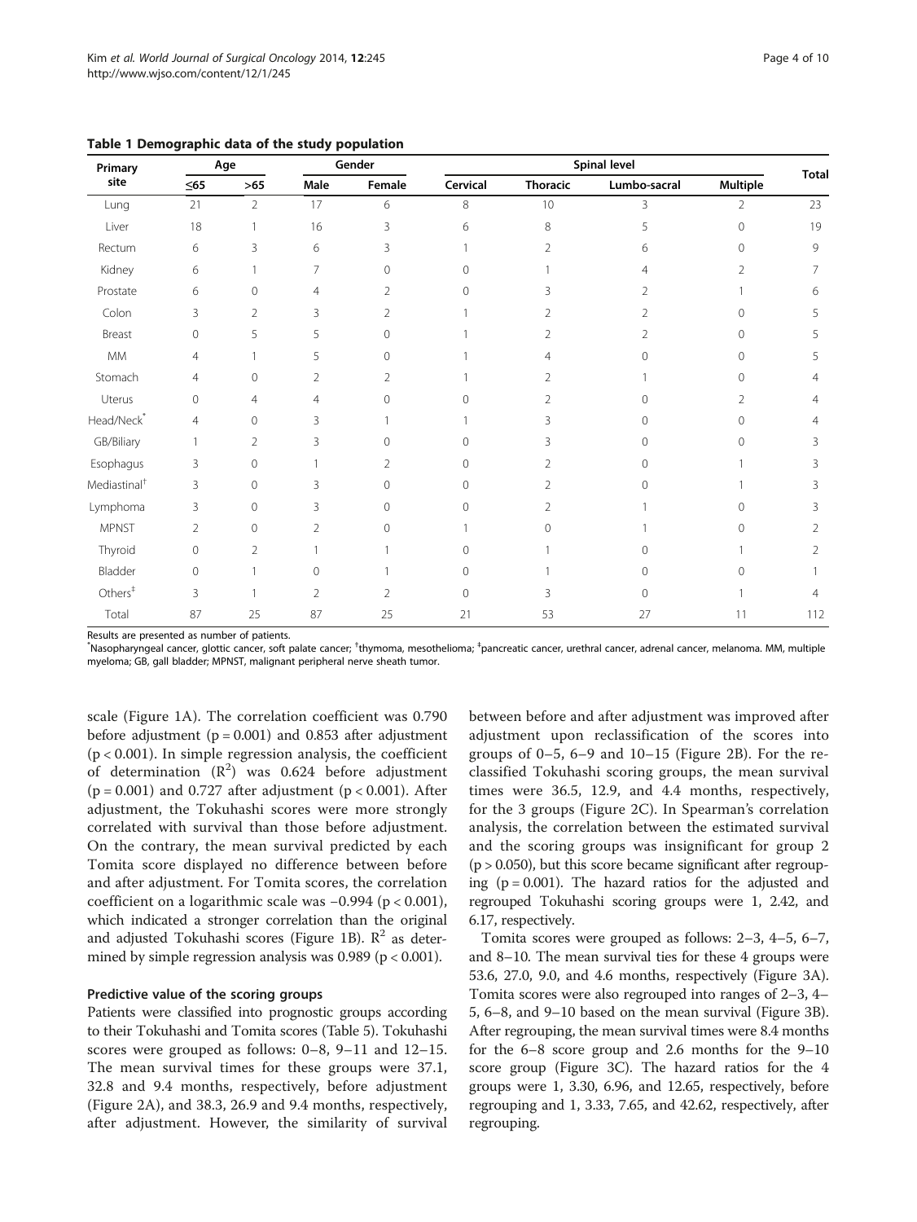**Table 1 Demographic data of the study population**

| Primary site | Age | | Gender | | Spinal level | | | | Total |
|---|---|---|---|---|---|---|---|---|---|
| | ≤65 | >65 | Male | Female | Cervical | Thoracic | Lumbo-sacral | Multiple | |
| Lung | 21 | 2 | 17 | 6 | 8 | 10 | 3 | 2 | 23 |
| Liver | 18 | 1 | 16 | 3 | 6 | 8 | 5 | 0 | 19 |
| Rectum | 6 | 3 | 6 | 3 | 1 | 2 | 6 | 0 | 9 |
| Kidney | 6 | 1 | 7 | 0 | 0 | 1 | 4 | 2 | 7 |
| Prostate | 6 | 0 | 4 | 2 | 0 | 3 | 2 | 1 | 6 |
| Colon | 3 | 2 | 3 | 2 | 1 | 2 | 2 | 0 | 5 |
| Breast | 0 | 5 | 5 | 0 | 1 | 2 | 2 | 0 | 5 |
| MM | 4 | 1 | 5 | 0 | 1 | 4 | 0 | 0 | 5 |
| Stomach | 4 | 0 | 2 | 2 | 1 | 2 | 1 | 0 | 4 |
| Uterus | 0 | 4 | 4 | 0 | 0 | 2 | 0 | 2 | 4 |
| Head/Neck* | 4 | 0 | 3 | 1 | 1 | 3 | 0 | 0 | 4 |
| GB/Biliary | 1 | 2 | 3 | 0 | 0 | 3 | 0 | 0 | 3 |
| Esophagus | 3 | 0 | 1 | 2 | 0 | 2 | 0 | 1 | 3 |
| Mediastinal† | 3 | 0 | 3 | 0 | 0 | 2 | 0 | 1 | 3 |
| Lymphoma | 3 | 0 | 3 | 0 | 0 | 2 | 1 | 0 | 3 |
| MPNST | 2 | 0 | 2 | 0 | 1 | 0 | 1 | 0 | 2 |
| Thyroid | 0 | 2 | 1 | 1 | 0 | 1 | 0 | 1 | 2 |
| Bladder | 0 | 1 | 0 | 1 | 0 | 1 | 0 | 0 | 1 |
| Others‡ | 3 | 1 | 2 | 2 | 0 | 3 | 0 | 1 | 4 |
| Total | 87 | 25 | 87 | 25 | 21 | 53 | 27 | 11 | 112 |

Results are presented as number of patients.
*Nasopharyngeal cancer, glottic cancer, soft palate cancer; †thymoma, mesothelioma; ‡pancreatic cancer, urethral cancer, adrenal cancer, melanoma. MM, multiple myeloma; GB, gall bladder; MPNST, malignant peripheral nerve sheath tumor.

scale (Figure 1A). The correlation coefficient was 0.790 before adjustment ($p = 0.001$) and 0.853 after adjustment ($p < 0.001$). In simple regression analysis, the coefficient of determination ($R^2$) was 0.624 before adjustment ($p = 0.001$) and 0.727 after adjustment ($p < 0.001$). After adjustment, the Tokuhashi scores were more strongly correlated with survival than those before adjustment. On the contrary, the mean survival predicted by each Tomita score displayed no difference between before and after adjustment. For Tomita scores, the correlation coefficient on a logarithmic scale was −0.994 ($p < 0.001$), which indicated a stronger correlation than the original and adjusted Tokuhashi scores (Figure 1B). $R^2$ as determined by simple regression analysis was 0.989 ($p < 0.001$).

### Predictive value of the scoring groups

Patients were classified into prognostic groups according to their Tokuhashi and Tomita scores (Table 5). Tokuhashi scores were grouped as follows: 0–8, 9–11 and 12–15. The mean survival times for these groups were 37.1, 32.8 and 9.4 months, respectively, before adjustment (Figure 2A), and 38.3, 26.9 and 9.4 months, respectively, after adjustment. However, the similarity of survival between before and after adjustment was improved after adjustment upon reclassification of the scores into groups of 0–5, 6–9 and 10–15 (Figure 2B). For the reclassified Tokuhashi scoring groups, the mean survival times were 36.5, 12.9, and 4.4 months, respectively, for the 3 groups (Figure 2C). In Spearman's correlation analysis, the correlation between the estimated survival and the scoring groups was insignificant for group 2 ($p > 0.050$), but this score became significant after regrouping ($p = 0.001$). The hazard ratios for the adjusted and regrouped Tokuhashi scoring groups were 1, 2.42, and 6.17, respectively.

Tomita scores were grouped as follows: 2–3, 4–5, 6–7, and 8–10. The mean survival ties for these 4 groups were 53.6, 27.0, 9.0, and 4.6 months, respectively (Figure 3A). Tomita scores were also regrouped into ranges of 2–3, 4–5, 6–8, and 9–10 based on the mean survival (Figure 3B). After regrouping, the mean survival times were 8.4 months for the 6–8 score group and 2.6 months for the 9–10 score group (Figure 3C). The hazard ratios for the 4 groups were 1, 3.30, 6.96, and 12.65, respectively, before regrouping and 1, 3.33, 7.65, and 42.62, respectively, after regrouping.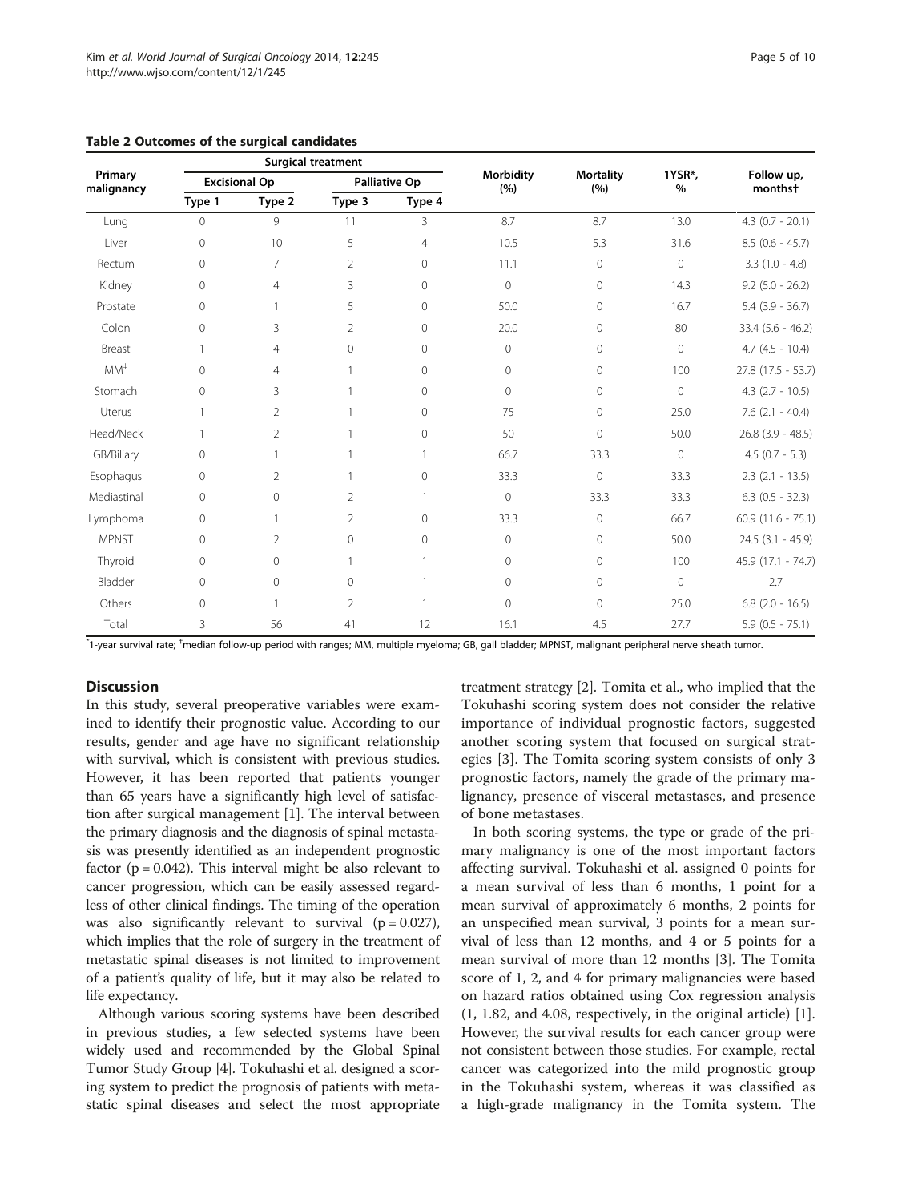**Table 2 Outcomes of the surgical candidates**

| Primary malignancy | Surgical treatment | | | | Morbidity (%) | Mortality (%) | 1YSR*, % | Follow up, months† |
|---|---|---|---|---|---|---|---|---|
| | Excisional Op | | Palliative Op | | | | | |
| | Type 1 | Type 2 | Type 3 | Type 4 | | | | |
| Lung | 0 | 9 | 11 | 3 | 8.7 | 8.7 | 13.0 | 4.3 (0.7 - 20.1) |
| Liver | 0 | 10 | 5 | 4 | 10.5 | 5.3 | 31.6 | 8.5 (0.6 - 45.7) |
| Rectum | 0 | 7 | 2 | 0 | 11.1 | 0 | 0 | 3.3 (1.0 - 4.8) |
| Kidney | 0 | 4 | 3 | 0 | 0 | 0 | 14.3 | 9.2 (5.0 - 26.2) |
| Prostate | 0 | 1 | 5 | 0 | 50.0 | 0 | 16.7 | 5.4 (3.9 - 36.7) |
| Colon | 0 | 3 | 2 | 0 | 20.0 | 0 | 80 | 33.4 (5.6 - 46.2) |
| Breast | 1 | 4 | 0 | 0 | 0 | 0 | 0 | 4.7 (4.5 - 10.4) |
| MM‡ | 0 | 4 | 1 | 0 | 0 | 0 | 100 | 27.8 (17.5 - 53.7) |
| Stomach | 0 | 3 | 1 | 0 | 0 | 0 | 0 | 4.3 (2.7 - 10.5) |
| Uterus | 1 | 2 | 1 | 0 | 75 | 0 | 25.0 | 7.6 (2.1 - 40.4) |
| Head/Neck | 1 | 2 | 1 | 0 | 50 | 0 | 50.0 | 26.8 (3.9 - 48.5) |
| GB/Biliary | 0 | 1 | 1 | 1 | 66.7 | 33.3 | 0 | 4.5 (0.7 - 5.3) |
| Esophagus | 0 | 2 | 1 | 0 | 33.3 | 0 | 33.3 | 2.3 (2.1 - 13.5) |
| Mediastinal | 0 | 0 | 2 | 1 | 0 | 33.3 | 33.3 | 6.3 (0.5 - 32.3) |
| Lymphoma | 0 | 1 | 2 | 0 | 33.3 | 0 | 66.7 | 60.9 (11.6 - 75.1) |
| MPNST | 0 | 2 | 0 | 0 | 0 | 0 | 50.0 | 24.5 (3.1 - 45.9) |
| Thyroid | 0 | 0 | 1 | 1 | 0 | 0 | 100 | 45.9 (17.1 - 74.7) |
| Bladder | 0 | 0 | 0 | 1 | 0 | 0 | 0 | 2.7 |
| Others | 0 | 1 | 2 | 1 | 0 | 0 | 25.0 | 6.8 (2.0 - 16.5) |
| Total | 3 | 56 | 41 | 12 | 16.1 | 4.5 | 27.7 | 5.9 (0.5 - 75.1) |

*1-year survival rate; †median follow-up period with ranges; MM, multiple myeloma; GB, gall bladder; MPNST, malignant peripheral nerve sheath tumor.

## Discussion

In this study, several preoperative variables were examined to identify their prognostic value. According to our results, gender and age have no significant relationship with survival, which is consistent with previous studies. However, it has been reported that patients younger than 65 years have a significantly high level of satisfaction after surgical management [1]. The interval between the primary diagnosis and the diagnosis of spinal metastasis was presently identified as an independent prognostic factor ($p = 0.042$). This interval might be also relevant to cancer progression, which can be easily assessed regardless of other clinical findings. The timing of the operation was also significantly relevant to survival ($p = 0.027$), which implies that the role of surgery in the treatment of metastatic spinal diseases is not limited to improvement of a patient's quality of life, but it may also be related to life expectancy.

Although various scoring systems have been described in previous studies, a few selected systems have been widely used and recommended by the Global Spinal Tumor Study Group [4]. Tokuhashi et al. designed a scoring system to predict the prognosis of patients with metastatic spinal diseases and select the most appropriate treatment strategy [2]. Tomita et al., who implied that the Tokuhashi scoring system does not consider the relative importance of individual prognostic factors, suggested another scoring system that focused on surgical strategies [3]. The Tomita scoring system consists of only 3 prognostic factors, namely the grade of the primary malignancy, presence of visceral metastases, and presence of bone metastases.

In both scoring systems, the type or grade of the primary malignancy is one of the most important factors affecting survival. Tokuhashi et al. assigned 0 points for a mean survival of less than 6 months, 1 point for a mean survival of approximately 6 months, 2 points for an unspecified mean survival, 3 points for a mean survival of less than 12 months, and 4 or 5 points for a mean survival of more than 12 months [3]. The Tomita score of 1, 2, and 4 for primary malignancies were based on hazard ratios obtained using Cox regression analysis (1, 1.82, and 4.08, respectively, in the original article) [1]. However, the survival results for each cancer group were not consistent between those studies. For example, rectal cancer was categorized into the mild prognostic group in the Tokuhashi system, whereas it was classified as a high-grade malignancy in the Tomita system. The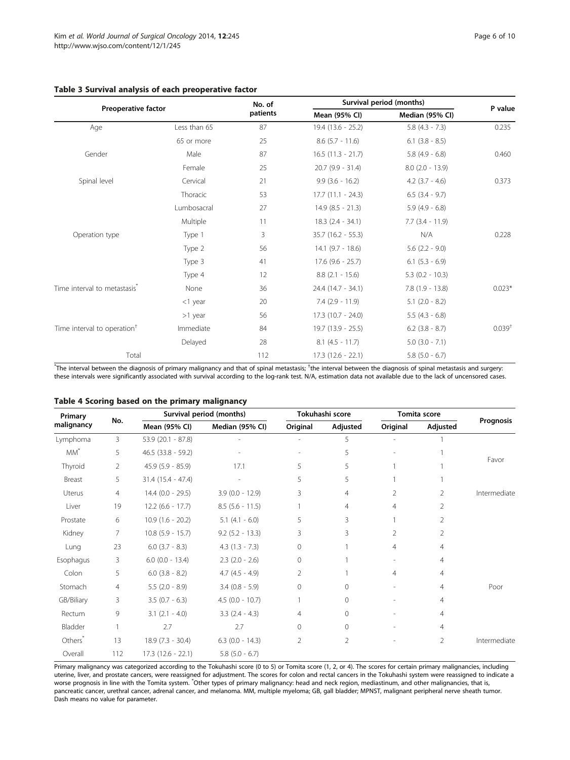**Table 3 Survival analysis of each preoperative factor**

| Preoperative factor | | No. of patients | Survival period (months) | | P value |
|---|---|---|---|---|---|
| | | | Mean (95% CI) | Median (95% CI) | |
| Age | Less than 65 | 87 | 19.4 (13.6 - 25.2) | 5.8 (4.3 - 7.3) | 0.235 |
| | 65 or more | 25 | 8.6 (5.7 - 11.6) | 6.1 (3.8 - 8.5) | |
| Gender | Male | 87 | 16.5 (11.3 - 21.7) | 5.8 (4.9 - 6.8) | 0.460 |
| | Female | 25 | 20.7 (9.9 - 31.4) | 8.0 (2.0 - 13.9) | |
| Spinal level | Cervical | 21 | 9.9 (3.6 - 16.2) | 4.2 (3.7 - 4.6) | 0.373 |
| | Thoracic | 53 | 17.7 (11.1 - 24.3) | 6.5 (3.4 - 9.7) | |
| | Lumbosacral | 27 | 14.9 (8.5 - 21.3) | 5.9 (4.9 - 6.8) | |
| | Multiple | 11 | 18.3 (2.4 - 34.1) | 7.7 (3.4 - 11.9) | |
| Operation type | Type 1 | 3 | 35.7 (16.2 - 55.3) | N/A | 0.228 |
| | Type 2 | 56 | 14.1 (9.7 - 18.6) | 5.6 (2.2 - 9.0) | |
| | Type 3 | 41 | 17.6 (9.6 - 25.7) | 6.1 (5.3 - 6.9) | |
| | Type 4 | 12 | 8.8 (2.1 - 15.6) | 5.3 (0.2 - 10.3) | |
| Time interval to metastasis* | None | 36 | 24.4 (14.7 - 34.1) | 7.8 (1.9 - 13.8) | 0.023* |
| | <1 year | 20 | 7.4 (2.9 - 11.9) | 5.1 (2.0 - 8.2) | |
| | >1 year | 56 | 17.3 (10.7 - 24.0) | 5.5 (4.3 - 6.8) | |
| Time interval to operation† | Immediate | 84 | 19.7 (13.9 - 25.5) | 6.2 (3.8 - 8.7) | 0.039† |
| | Delayed | 28 | 8.1 (4.5 - 11.7) | 5.0 (3.0 - 7.1) | |
| Total | | 112 | 17.3 (12.6 - 22.1) | 5.8 (5.0 - 6.7) | |

*The interval between the diagnosis of primary malignancy and that of spinal metastasis; †the interval between the diagnosis of spinal metastasis and surgery: these intervals were significantly associated with survival according to the log-rank test. N/A, estimation data not available due to the lack of uncensored cases.

**Table 4 Scoring based on the primary malignancy**

| Primary malignancy | No. | Survival period (months) | | Tokuhashi score | | Tomita score | | Prognosis |
|---|---|---|---|---|---|---|---|---|
| | | Mean (95% CI) | Median (95% CI) | Original | Adjusted | Original | Adjusted | |
| Lymphoma | 3 | 53.9 (20.1 - 87.8) | - | - | 5 | - | 1 | Favor |
| MM* | 5 | 46.5 (33.8 - 59.2) | - | - | 5 | - | 1 | |
| Thyroid | 2 | 45.9 (5.9 - 85.9) | 17.1 | 5 | 5 | 1 | 1 | |
| Breast | 5 | 31.4 (15.4 - 47.4) | - | 5 | 5 | 1 | 1 | |
| Uterus | 4 | 14.4 (0.0 - 29.5) | 3.9 (0.0 - 12.9) | 3 | 4 | 2 | 2 | Intermediate |
| Liver | 19 | 12.2 (6.6 - 17.7) | 8.5 (5.6 - 11.5) | 1 | 4 | 4 | 2 | |
| Prostate | 6 | 10.9 (1.6 - 20.2) | 5.1 (4.1 - 6.0) | 5 | 3 | 1 | 2 | |
| Kidney | 7 | 10.8 (5.9 - 15.7) | 9.2 (5.2 - 13.3) | 3 | 3 | 2 | 2 | |
| Lung | 23 | 6.0 (3.7 - 8.3) | 4.3 (1.3 - 7.3) | 0 | 1 | 4 | 4 | Poor |
| Esophagus | 3 | 6.0 (0.0 - 13.4) | 2.3 (2.0 - 2.6) | 0 | 1 | - | 4 | |
| Colon | 5 | 6.0 (3.8 - 8.2) | 4.7 (4.5 - 4.9) | 2 | 1 | 4 | 4 | |
| Stomach | 4 | 5.5 (2.0 - 8.9) | 3.4 (0.8 - 5.9) | 0 | 0 | - | 4 | |
| GB/Biliary | 3 | 3.5 (0.7 - 6.3) | 4.5 (0.0 - 10.7) | 1 | 0 | - | 4 | |
| Rectum | 9 | 3.1 (2.1 - 4.0) | 3.3 (2.4 - 4.3) | 4 | 0 | - | 4 | |
| Bladder | 1 | 2.7 | 2.7 | 0 | 0 | - | 4 | |
| Others* | 13 | 18.9 (7.3 - 30.4) | 6.3 (0.0 - 14.3) | 2 | 2 | - | 2 | Intermediate |
| Overall | 112 | 17.3 (12.6 - 22.1) | 5.8 (5.0 - 6.7) | | | | | |

Primary malignancy was categorized according to the Tokuhashi score (0 to 5) or Tomita score (1, 2, or 4). The scores for certain primary malignancies, including uterine, liver, and prostate cancers, were reassigned for adjustment. The scores for colon and rectal cancers in the Tokuhashi system were reassigned to indicate a worse prognosis in line with the Tomita system. *Other types of primary malignancy: head and neck region, mediastinum, and other malignancies, that is, pancreatic cancer, urethral cancer, adrenal cancer, and melanoma. MM, multiple myeloma; GB, gall bladder; MPNST, malignant peripheral nerve sheath tumor. Dash means no value for parameter.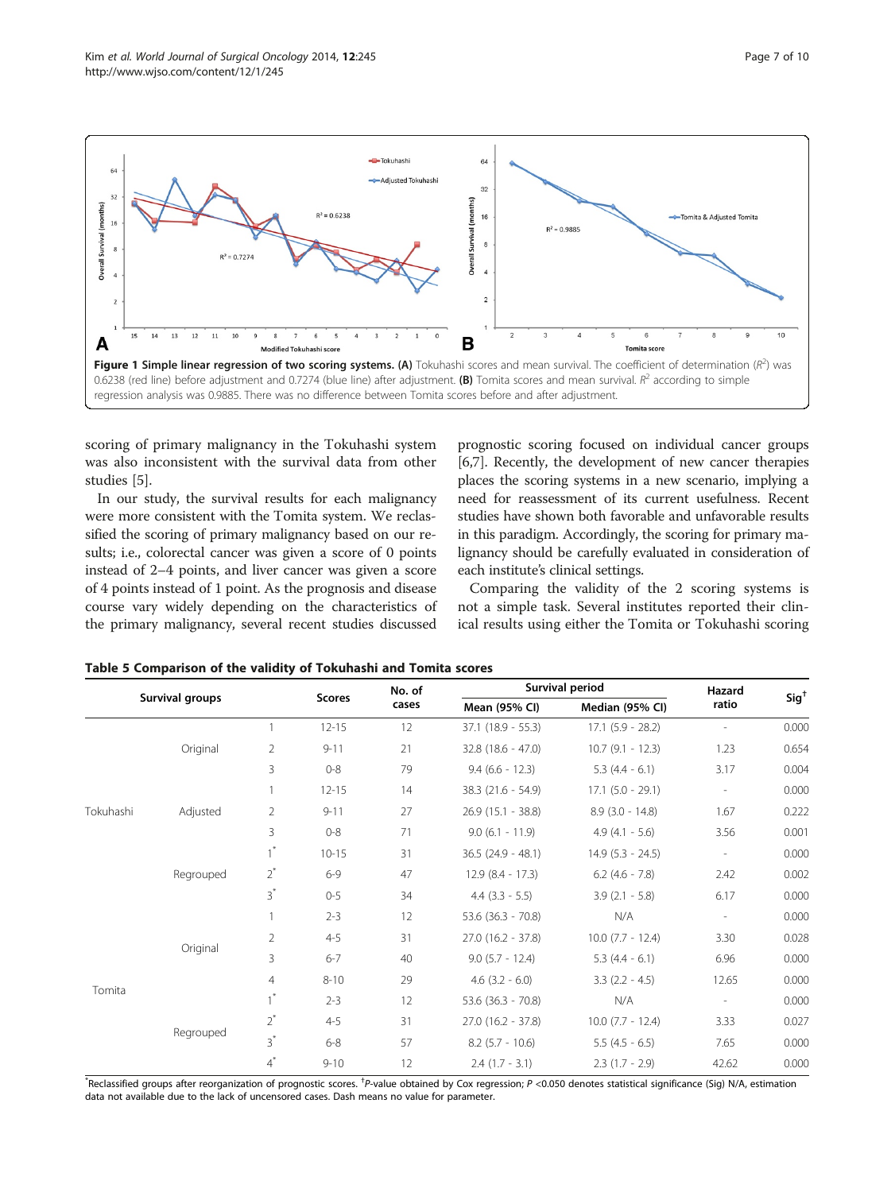**Figure 1 Simple linear regression of two scoring systems. (A)** Tokuhashi scores and mean survival. The coefficient of determination ($R^2$) was 0.6238 (red line) before adjustment and 0.7274 (blue line) after adjustment. **(B)** Tomita scores and mean survival. $R^2$ according to simple regression analysis was 0.9885. There was no difference between Tomita scores before and after adjustment.

scoring of primary malignancy in the Tokuhashi system was also inconsistent with the survival data from other studies [5].

In our study, the survival results for each malignancy were more consistent with the Tomita system. We reclassified the scoring of primary malignancy based on our results; i.e., colorectal cancer was given a score of 0 points instead of 2–4 points, and liver cancer was given a score of 4 points instead of 1 point. As the prognosis and disease course vary widely depending on the characteristics of the primary malignancy, several recent studies discussed prognostic scoring focused on individual cancer groups [6,7]. Recently, the development of new cancer therapies places the scoring systems in a new scenario, implying a need for reassessment of its current usefulness. Recent studies have shown both favorable and unfavorable results in this paradigm. Accordingly, the scoring for primary malignancy should be carefully evaluated in consideration of each institute's clinical settings.

Comparing the validity of the 2 scoring systems is not a simple task. Several institutes reported their clinical results using either the Tomita or Tokuhashi scoring

**Table 5 Comparison of the validity of Tokuhashi and Tomita scores**

| Survival groups | | | Scores | No. of cases | Survival period | | Hazard ratio | Sig[†] |
|---|---|---|---|---|---|---|---|---|
| | | | | | Mean (95% CI) | Median (95% CI) | | |
| Tokuhashi | Original | 1 | 12-15 | 12 | 37.1 (18.9 - 55.3) | 17.1 (5.9 - 28.2) | - | 0.000 |
| | | 2 | 9-11 | 21 | 32.8 (18.6 - 47.0) | 10.7 (9.1 - 12.3) | 1.23 | 0.654 |
| | | 3 | 0-8 | 79 | 9.4 (6.6 - 12.3) | 5.3 (4.4 - 6.1) | 3.17 | 0.004 |
| | Adjusted | 1 | 12-15 | 14 | 38.3 (21.6 - 54.9) | 17.1 (5.0 - 29.1) | - | 0.000 |
| | | 2 | 9-11 | 27 | 26.9 (15.1 - 38.8) | 8.9 (3.0 - 14.8) | 1.67 | 0.222 |
| | | 3 | 0-8 | 71 | 9.0 (6.1 - 11.9) | 4.9 (4.1 - 5.6) | 3.56 | 0.001 |
| | Regrouped | 1* | 10-15 | 31 | 36.5 (24.9 - 48.1) | 14.9 (5.3 - 24.5) | - | 0.000 |
| | | 2* | 6-9 | 47 | 12.9 (8.4 - 17.3) | 6.2 (4.6 - 7.8) | 2.42 | 0.002 |
| | | 3* | 0-5 | 34 | 4.4 (3.3 - 5.5) | 3.9 (2.1 - 5.8) | 6.17 | 0.000 |
| Tomita | Original | 1 | 2-3 | 12 | 53.6 (36.3 - 70.8) | N/A | - | 0.000 |
| | | 2 | 4-5 | 31 | 27.0 (16.2 - 37.8) | 10.0 (7.7 - 12.4) | 3.30 | 0.028 |
| | | 3 | 6-7 | 40 | 9.0 (5.7 - 12.4) | 5.3 (4.4 - 6.1) | 6.96 | 0.000 |
| | | 4 | 8-10 | 29 | 4.6 (3.2 - 6.0) | 3.3 (2.2 - 4.5) | 12.65 | 0.000 |
| | Regrouped | 1* | 2-3 | 12 | 53.6 (36.3 - 70.8) | N/A | - | 0.000 |
| | | 2* | 4-5 | 31 | 27.0 (16.2 - 37.8) | 10.0 (7.7 - 12.4) | 3.33 | 0.027 |
| | | 3* | 6-8 | 57 | 8.2 (5.7 - 10.6) | 5.5 (4.5 - 6.5) | 7.65 | 0.000 |
| | | 4* | 9-10 | 12 | 2.4 (1.7 - 3.1) | 2.3 (1.7 - 2.9) | 42.62 | 0.000 |

*Reclassified groups after reorganization of prognostic scores. [†]*P*-value obtained by Cox regression; $P < 0.050$ denotes statistical significance (Sig) N/A, estimation data not available due to the lack of uncensored cases. Dash means no value for parameter.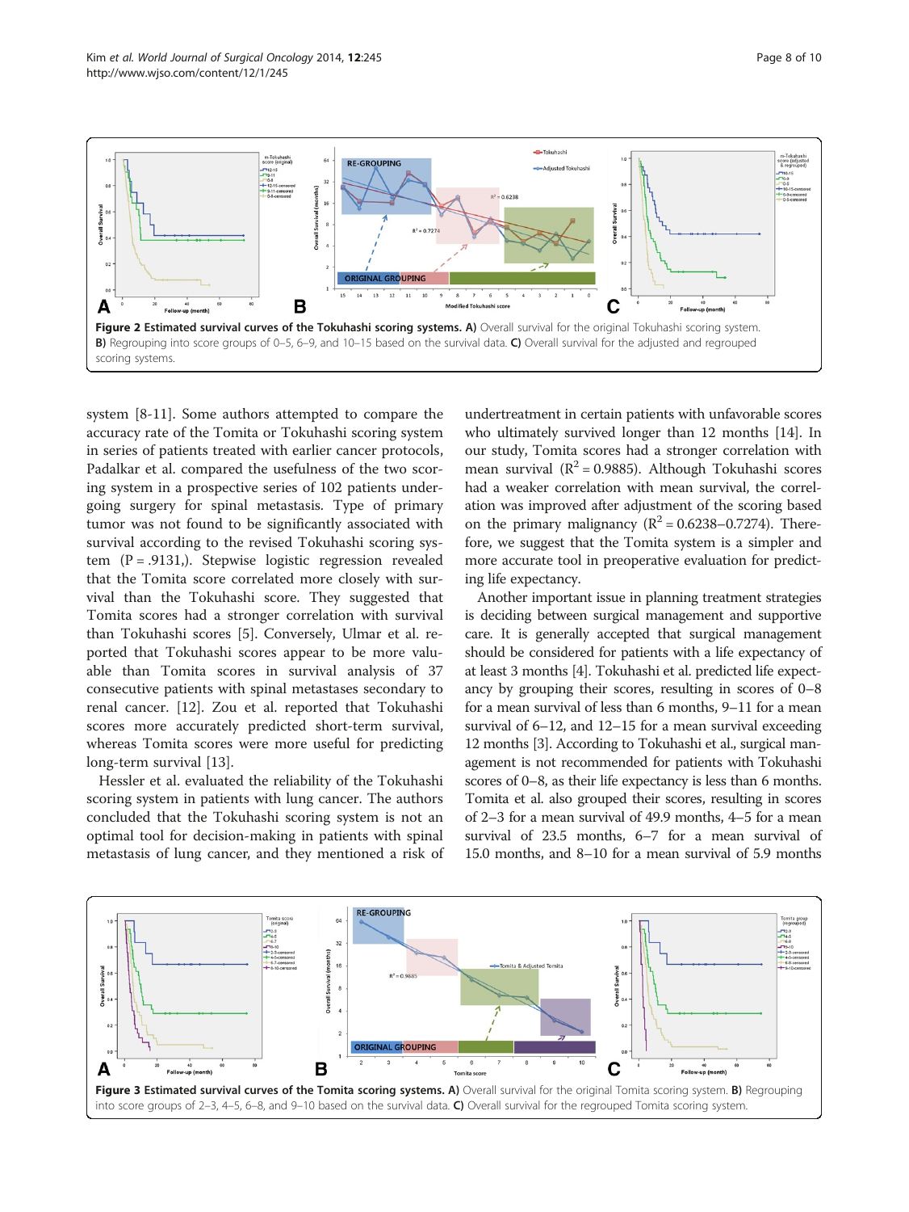**Figure 2 Estimated survival curves of the Tokuhashi scoring systems. A)** Overall survival for the original Tokuhashi scoring system. **B)** Regrouping into score groups of 0–5, 6–9, and 10–15 based on the survival data. **C)** Overall survival for the adjusted and regrouped scoring systems.

system [8-11]. Some authors attempted to compare the accuracy rate of the Tomita or Tokuhashi scoring system in series of patients treated with earlier cancer protocols, Padalkar et al. compared the usefulness of the two scoring system in a prospective series of 102 patients undergoing surgery for spinal metastasis. Type of primary tumor was not found to be significantly associated with survival according to the revised Tokuhashi scoring system ($P = .9131$,). Stepwise logistic regression revealed that the Tomita score correlated more closely with survival than the Tokuhashi score. They suggested that Tomita scores had a stronger correlation with survival than Tokuhashi scores [5]. Conversely, Ulmar et al. reported that Tokuhashi scores appear to be more valuable than Tomita scores in survival analysis of 37 consecutive patients with spinal metastases secondary to renal cancer. [12]. Zou et al. reported that Tokuhashi scores more accurately predicted short-term survival, whereas Tomita scores were more useful for predicting long-term survival [13].

Hessler et al. evaluated the reliability of the Tokuhashi scoring system in patients with lung cancer. The authors concluded that the Tokuhashi scoring system is not an optimal tool for decision-making in patients with spinal metastasis of lung cancer, and they mentioned a risk of undertreatment in certain patients with unfavorable scores who ultimately survived longer than 12 months [14]. In our study, Tomita scores had a stronger correlation with mean survival ($R^2 = 0.9885$). Although Tokuhashi scores had a weaker correlation with mean survival, the correlation was improved after adjustment of the scoring based on the primary malignancy ($R^2 = 0.6238$–$0.7274$). Therefore, we suggest that the Tomita system is a simpler and more accurate tool in preoperative evaluation for predicting life expectancy.

Another important issue in planning treatment strategies is deciding between surgical management and supportive care. It is generally accepted that surgical management should be considered for patients with a life expectancy of at least 3 months [4]. Tokuhashi et al. predicted life expectancy by grouping their scores, resulting in scores of 0–8 for a mean survival of less than 6 months, 9–11 for a mean survival of 6–12, and 12–15 for a mean survival exceeding 12 months [3]. According to Tokuhashi et al., surgical management is not recommended for patients with Tokuhashi scores of 0–8, as their life expectancy is less than 6 months. Tomita et al. also grouped their scores, resulting in scores of 2–3 for a mean survival of 49.9 months, 4–5 for a mean survival of 23.5 months, 6–7 for a mean survival of 15.0 months, and 8–10 for a mean survival of 5.9 months

**Figure 3 Estimated survival curves of the Tomita scoring systems. A)** Overall survival for the original Tomita scoring system. **B)** Regrouping into score groups of 2–3, 4–5, 6–8, and 9–10 based on the survival data. **C)** Overall survival for the regrouped Tomita scoring system.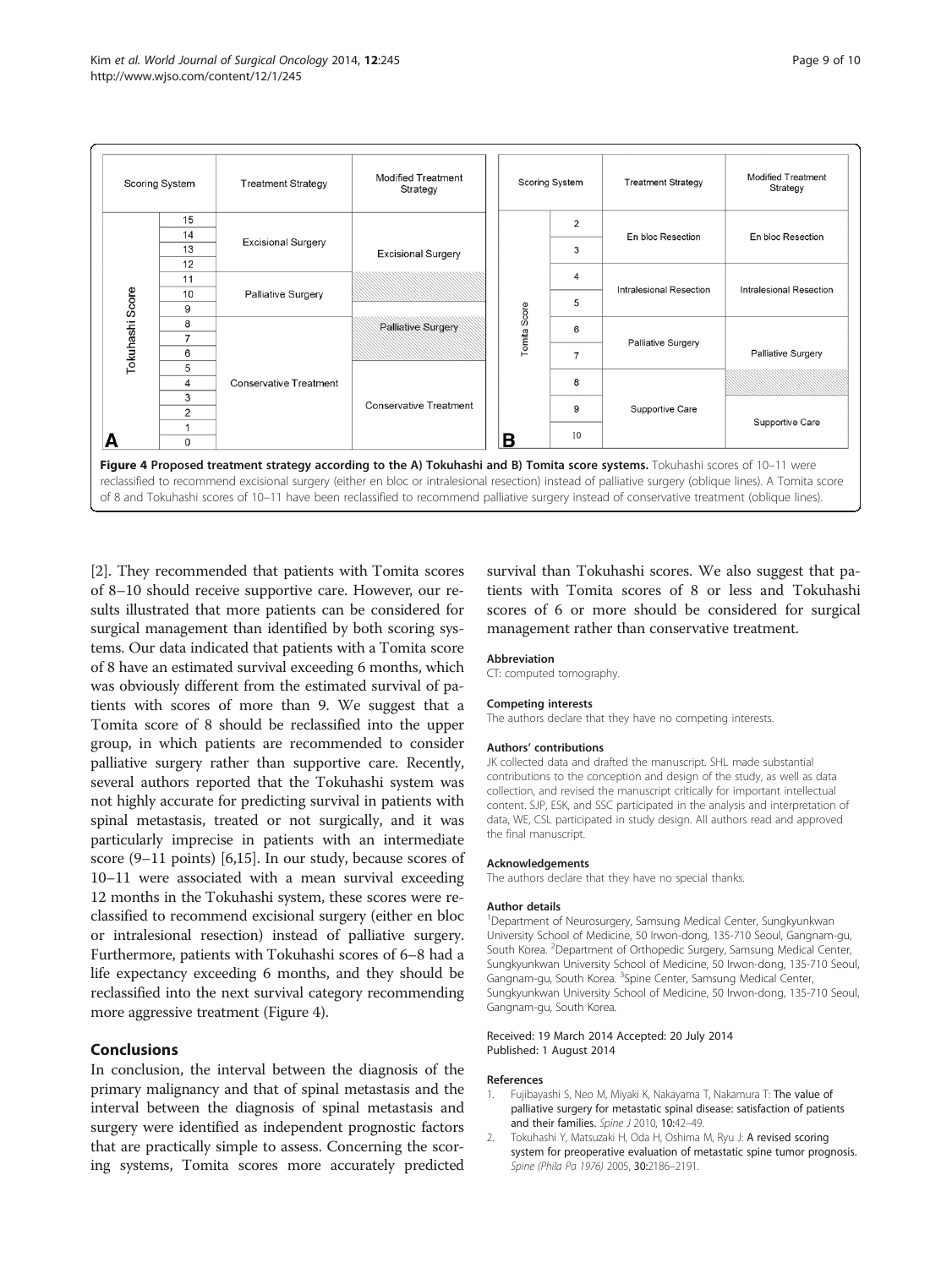| Scoring System | | Treatment Strategy | Modified Treatment Strategy |
|---|---|---|---|
| Tokuhashi Score | 15 | Excisional Surgery | Excisional Surgery |
| | 14 | | |
| | 13 | | |
| | 12 | | |
| | 11 | Palliative Surgery | (oblique lines) |
| | 10 | | |
| | 9 | | |
| | 8 | Conservative Treatment | Palliative Surgery (oblique lines) |
| | 7 | | |
| | 6 | | |
| | 5 | | Conservative Treatment |
| | 4 | | |
| | 3 | | |
| | 2 | | |
| | 1 | | |
| | 0 | | |

**A**

| Scoring System | | Treatment Strategy | Modified Treatment Strategy |
|---|---|---|---|
| Tomita Score | 2 | En bloc Resection | En bloc Resection |
| | 3 | | |
| | 4 | Intralesional Resection | Intralesional Resection |
| | 5 | | |
| | 6 | Palliative Surgery | Palliative Surgery |
| | 7 | | |
| | 8 | Supportive Care | (oblique lines) |
| | 9 | | Supportive Care |
| | 10 | | |

**B**

**Figure 4 Proposed treatment strategy according to the A) Tokuhashi and B) Tomita score systems.** Tokuhashi scores of 10–11 were reclassified to recommend excisional surgery (either en bloc or intralesional resection) instead of palliative surgery (oblique lines). A Tomita score of 8 and Tokuhashi scores of 10–11 have been reclassified to recommend palliative surgery instead of conservative treatment (oblique lines).

[2]. They recommended that patients with Tomita scores of 8–10 should receive supportive care. However, our results illustrated that more patients can be considered for surgical management than identified by both scoring systems. Our data indicated that patients with a Tomita score of 8 have an estimated survival exceeding 6 months, which was obviously different from the estimated survival of patients with scores of more than 9. We suggest that a Tomita score of 8 should be reclassified into the upper group, in which patients are recommended to consider palliative surgery rather than supportive care. Recently, several authors reported that the Tokuhashi system was not highly accurate for predicting survival in patients with spinal metastasis, treated or not surgically, and it was particularly imprecise in patients with an intermediate score (9–11 points) [6,15]. In our study, because scores of 10–11 were associated with a mean survival exceeding 12 months in the Tokuhashi system, these scores were reclassified to recommend excisional surgery (either en bloc or intralesional resection) instead of palliative surgery. Furthermore, patients with Tokuhashi scores of 6–8 had a life expectancy exceeding 6 months, and they should be reclassified into the next survival category recommending more aggressive treatment (Figure 4).

## Conclusions

In conclusion, the interval between the diagnosis of the primary malignancy and that of spinal metastasis and the interval between the diagnosis of spinal metastasis and surgery were identified as independent prognostic factors that are practically simple to assess. Concerning the scoring systems, Tomita scores more accurately predicted survival than Tokuhashi scores. We also suggest that patients with Tomita scores of 8 or less and Tokuhashi scores of 6 or more should be considered for surgical management rather than conservative treatment.

#### Abbreviation

CT: computed tomography.

#### Competing interests

The authors declare that they have no competing interests.

#### Authors' contributions

JK collected data and drafted the manuscript. SHL made substantial contributions to the conception and design of the study, as well as data collection, and revised the manuscript critically for important intellectual content. SJP, ESK, and SSC participated in the analysis and interpretation of data, WE, CSL participated in study design. All authors read and approved the final manuscript.

#### Acknowledgements

The authors declare that they have no special thanks.

#### Author details

[1]Department of Neurosurgery, Samsung Medical Center, Sungkyunkwan University School of Medicine, 50 Irwon-dong, 135-710 Seoul, Gangnam-gu, South Korea. [2]Department of Orthopedic Surgery, Samsung Medical Center, Sungkyunkwan University School of Medicine, 50 Irwon-dong, 135-710 Seoul, Gangnam-gu, South Korea. [3]Spine Center, Samsung Medical Center, Sungkyunkwan University School of Medicine, 50 Irwon-dong, 135-710 Seoul, Gangnam-gu, South Korea.

Received: 19 March 2014 Accepted: 20 July 2014
Published: 1 August 2014

#### References

1. Fujibayashi S, Neo M, Miyaki K, Nakayama T, Nakamura T: **The value of palliative surgery for metastatic spinal disease: satisfaction of patients and their families.** *Spine J* 2010, **10:**42–49.
2. Tokuhashi Y, Matsuzaki H, Oda H, Oshima M, Ryu J: **A revised scoring system for preoperative evaluation of metastatic spine tumor prognosis.** *Spine (Phila Pa 1976)* 2005, **30:**2186–2191.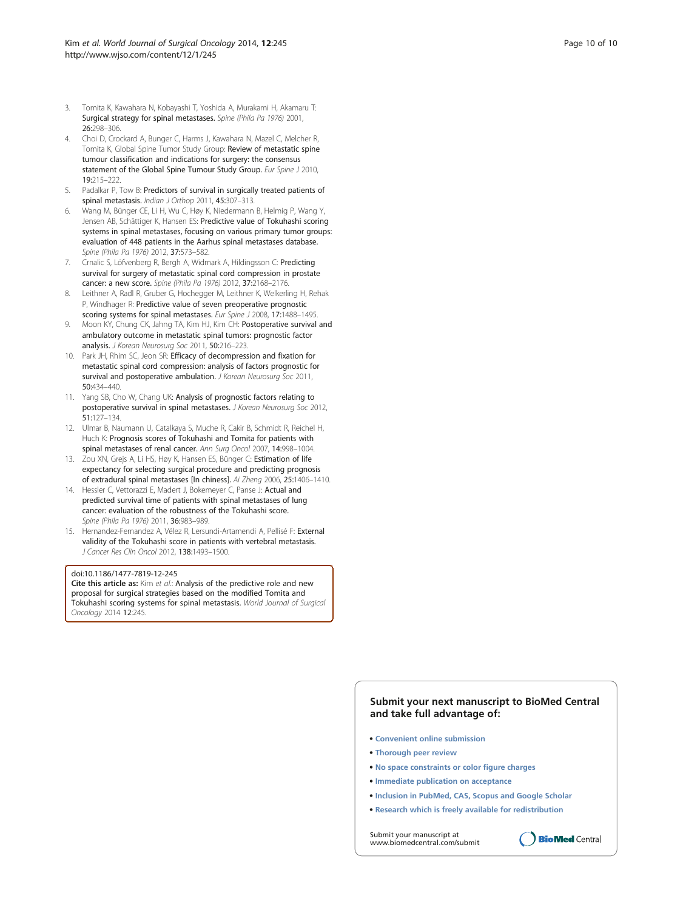3. Tomita K, Kawahara N, Kobayashi T, Yoshida A, Murakami H, Akamaru T: **Surgical strategy for spinal metastases.** *Spine (Phila Pa 1976)* 2001, **26:**298–306.
4. Choi D, Crockard A, Bunger C, Harms J, Kawahara N, Mazel C, Melcher R, Tomita K, Global Spine Tumor Study Group: **Review of metastatic spine tumour classification and indications for surgery: the consensus statement of the Global Spine Tumour Study Group.** *Eur Spine J* 2010, **19:**215–222.
5. Padalkar P, Tow B: **Predictors of survival in surgically treated patients of spinal metastasis.** *Indian J Orthop* 2011, **45:**307–313.
6. Wang M, Bünger CE, Li H, Wu C, Høy K, Niedermann B, Helmig P, Wang Y, Jensen AB, Schättiger K, Hansen ES: **Predictive value of Tokuhashi scoring systems in spinal metastases, focusing on various primary tumor groups: evaluation of 448 patients in the Aarhus spinal metastases database.** *Spine (Phila Pa 1976)* 2012, **37:**573–582.
7. Crnalic S, Löfvenberg R, Bergh A, Widmark A, Hildingsson C: **Predicting survival for surgery of metastatic spinal cord compression in prostate cancer: a new score.** *Spine (Phila Pa 1976)* 2012, **37:**2168–2176.
8. Leithner A, Radl R, Gruber G, Hochegger M, Leithner K, Welkerling H, Rehak P, Windhager R: **Predictive value of seven preoperative prognostic scoring systems for spinal metastases.** *Eur Spine J* 2008, **17:**1488–1495.
9. Moon KY, Chung CK, Jahng TA, Kim HJ, Kim CH: **Postoperative survival and ambulatory outcome in metastatic spinal tumors: prognostic factor analysis.** *J Korean Neurosurg Soc* 2011, **50:**216–223.
10. Park JH, Rhim SC, Jeon SR: **Efficacy of decompression and fixation for metastatic spinal cord compression: analysis of factors prognostic for survival and postoperative ambulation.** *J Korean Neurosurg Soc* 2011, **50:**434–440.
11. Yang SB, Cho W, Chang UK: **Analysis of prognostic factors relating to postoperative survival in spinal metastases.** *J Korean Neurosurg Soc* 2012, **51:**127–134.
12. Ulmar B, Naumann U, Catalkaya S, Muche R, Cakir B, Schmidt R, Reichel H, Huch K: **Prognosis scores of Tokuhashi and Tomita for patients with spinal metastases of renal cancer.** *Ann Surg Oncol* 2007, **14:**998–1004.
13. Zou XN, Grejs A, Li HS, Høy K, Hansen ES, Bünger C: **Estimation of life expectancy for selecting surgical procedure and predicting prognosis of extradural spinal metastases [In chiness].** *Ai Zheng* 2006, **25:**1406–1410.
14. Hessler C, Vettorazzi E, Madert J, Bokemeyer C, Panse J: **Actual and predicted survival time of patients with spinal metastases of lung cancer: evaluation of the robustness of the Tokuhashi score.** *Spine (Phila Pa 1976)* 2011, **36:**983–989.
15. Hernandez-Fernandez A, Vélez R, Lersundi-Artamendi A, Pellisé F: **External validity of the Tokuhashi score in patients with vertebral metastasis.** *J Cancer Res Clin Oncol* 2012, **138:**1493–1500.

doi:10.1186/1477-7819-12-245

**Cite this article as:** Kim *et al.*: Analysis of the predictive role and new proposal for surgical strategies based on the modified Tomita and Tokuhashi scoring systems for spinal metastasis. *World Journal of Surgical Oncology* 2014 **12**:245.

**Submit your next manuscript to BioMed Central and take full advantage of:**

- **Convenient online submission**
- **Thorough peer review**
- **No space constraints or color figure charges**
- **Immediate publication on acceptance**
- **Inclusion in PubMed, CAS, Scopus and Google Scholar**
- **Research which is freely available for redistribution**

Submit your manuscript at www.biomedcentral.com/submit